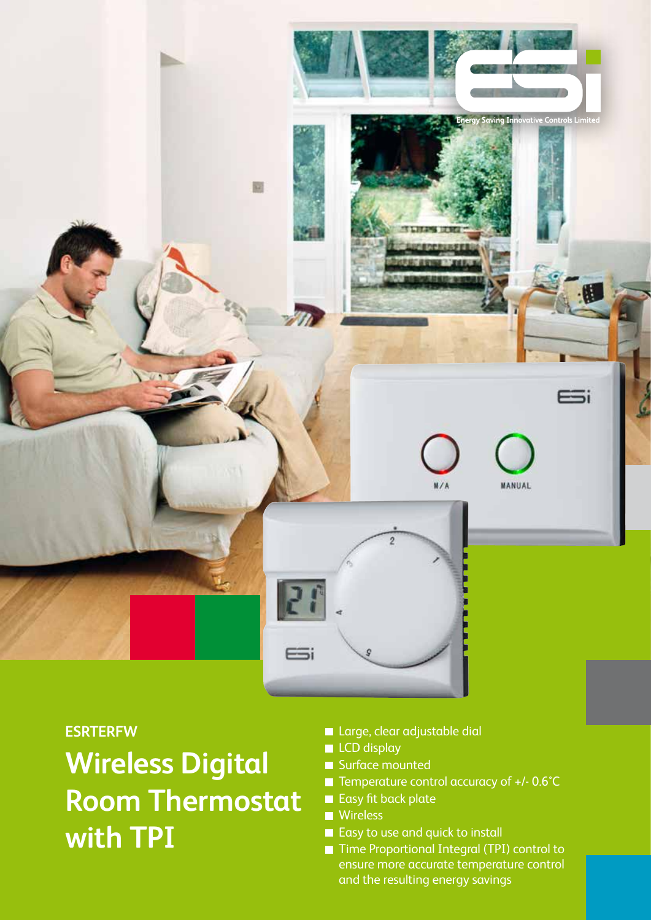Energy Saving Innovative Controls Limited

ESRTERFW

# Wireless Digital Room Thermostat with TPI

- Large, clear adjustable dial
- LCD display
- Surface mounted
- Temperature control accuracy of +/- 0.6˚C
- Easy fit back plate
- Wireless
- Easy to use and quick to install
- Time Proportional Integral (TPI) control to ensure more accurate temperature control and the resulting energy savings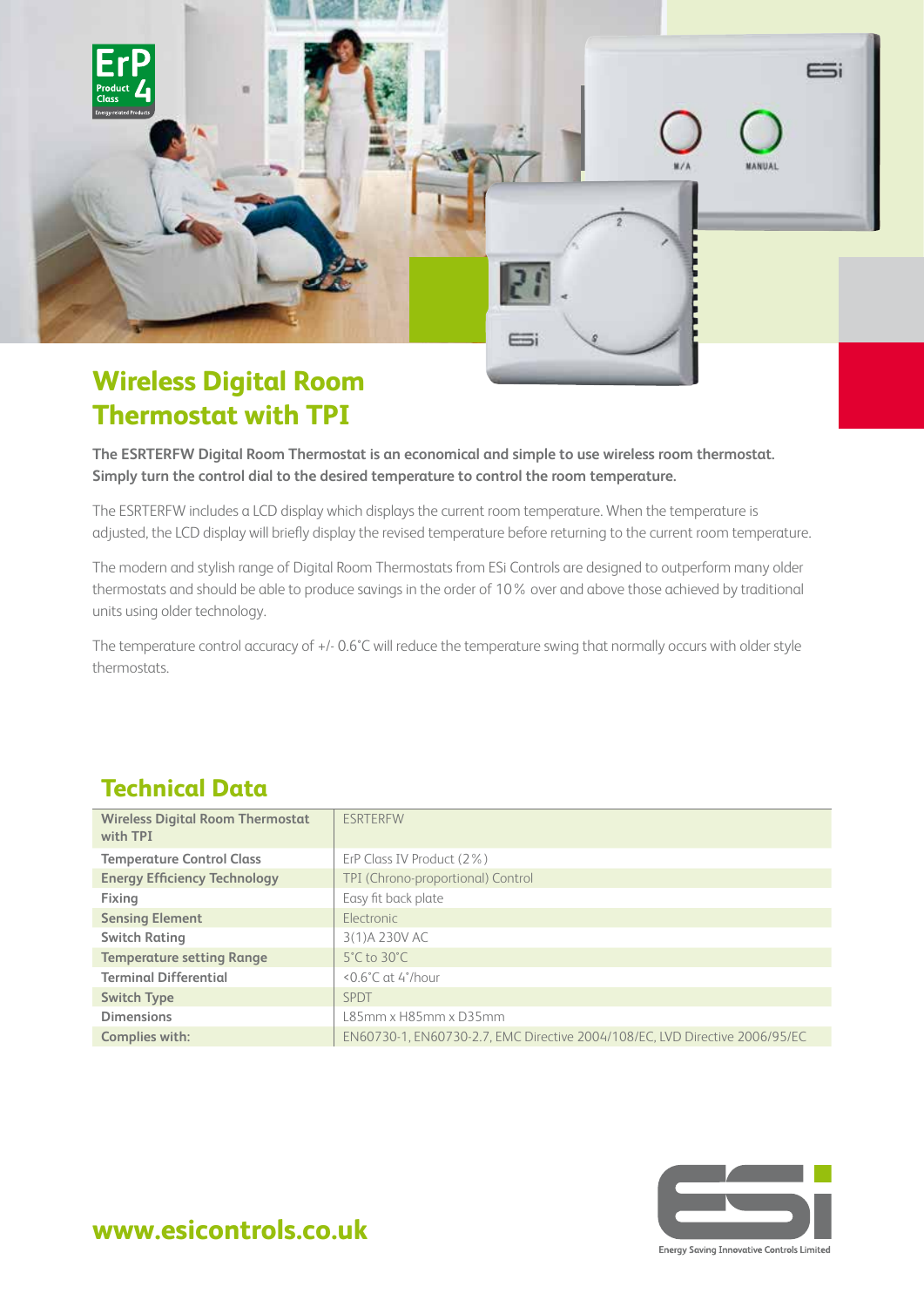# Wireless Digital Room Thermostat with TPI

**The ESRTERFW Digital Room Thermostat is an economical and simple to use wireless room thermostat. Simply turn the control dial to the desired temperature to control the room temperature.**

The ESRTERFW includes a LCD display which displays the current room temperature. When the temperature is adjusted, the LCD display will briefly display the revised temperature before returning to the current room temperature.

The modern and stylish range of Digital Room Thermostats from ESi Controls are designed to outperform many older thermostats and should be able to produce savings in the order of 10% over and above those achieved by traditional units using older technology.

The temperature control accuracy of +/- 0.6˚C will reduce the temperature swing that normally occurs with older style thermostats.

## Technical Data

| | |
|---|---|
| **Wireless Digital Room Thermostat with TPI** | ESRTERFW |
| **Temperature Control Class** | ErP Class IV Product (2%) |
| **Energy Efficiency Technology** | TPI (Chrono-proportional) Control |
| **Fixing** | Easy fit back plate |
| **Sensing Element** | Electronic |
| **Switch Rating** | 3(1)A 230V AC |
| **Temperature setting Range** | 5˚C to 30˚C |
| **Terminal Differential** | <0.6˚C at 4˚/hour |
| **Switch Type** | SPDT |
| **Dimensions** | L85mm x H85mm x D35mm |
| **Complies with:** | EN60730-1, EN60730-2.7, EMC Directive 2004/108/EC, LVD Directive 2006/95/EC |

**www.esicontrols.co.uk**

Energy Saving Innovative Controls Limited